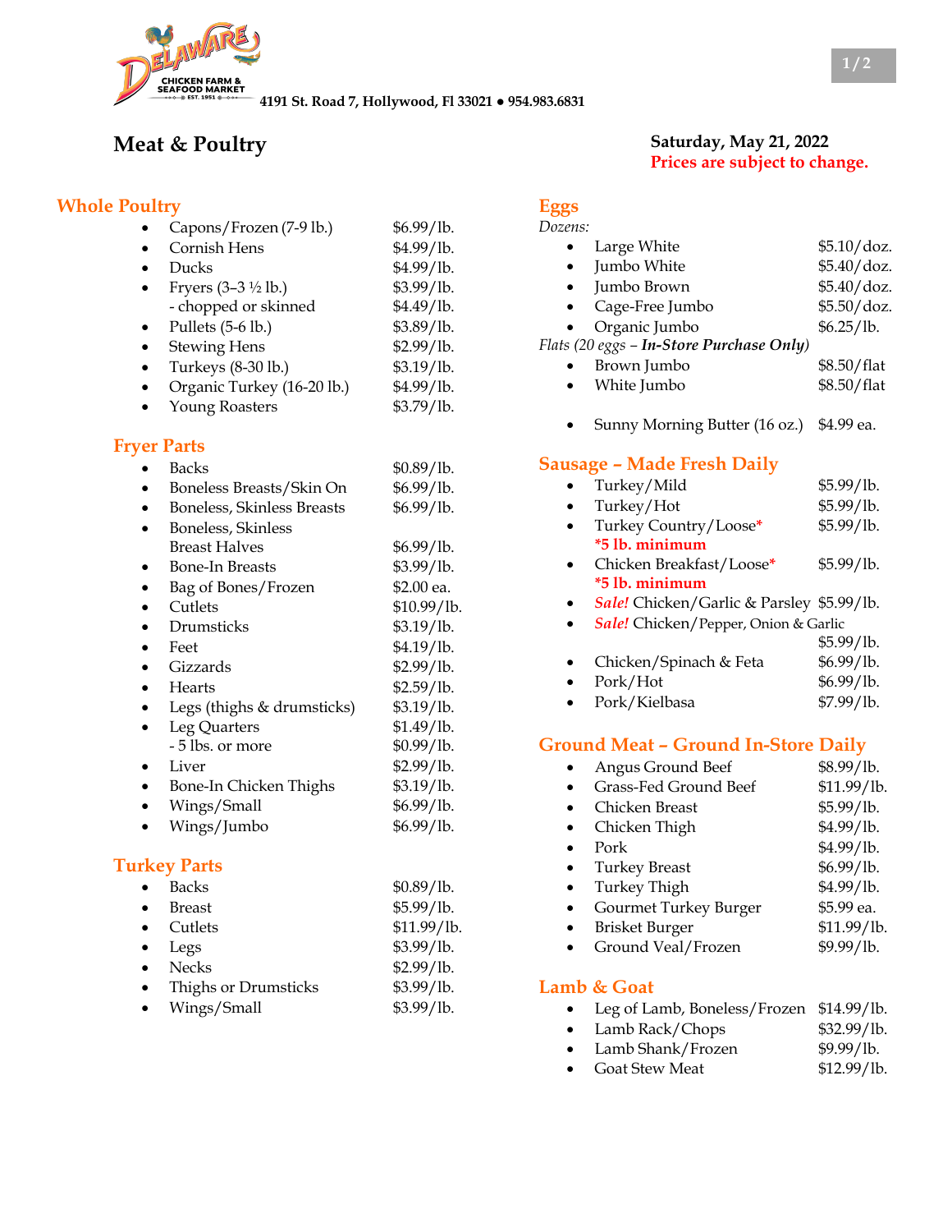DELAWARE CHICKEN FARM & SEAFOOD MARKET EST. 1951

4191 St. Road 7, Hollywood, Fl 33021 • 954.983.6831

# Meat & Poultry

**Saturday, May 21, 2022**
**Prices are subject to change.**

## Whole Poultry

- Capons/Frozen (7-9 lb.) $6.99/lb.
- Cornish Hens $4.99/lb.
- Ducks $4.99/lb.
- Fryers (3–3 ½ lb.) $3.99/lb.
  - chopped or skinned $4.49/lb.
- Pullets (5-6 lb.) $3.89/lb.
- Stewing Hens $2.99/lb.
- Turkeys (8-30 lb.) $3.19/lb.
- Organic Turkey (16-20 lb.) $4.99/lb.
- Young Roasters $3.79/lb.

## Fryer Parts

- Backs $0.89/lb.
- Boneless Breasts/Skin On $6.99/lb.
- Boneless, Skinless Breasts $6.99/lb.
- Boneless, Skinless Breast Halves $6.99/lb.
- Bone-In Breasts $3.99/lb.
- Bag of Bones/Frozen $2.00 ea.
- Cutlets $10.99/lb.
- Drumsticks $3.19/lb.
- Feet $4.19/lb.
- Gizzards $2.99/lb.
- Hearts $2.59/lb.
- Legs (thighs & drumsticks) $3.19/lb.
- Leg Quarters $1.49/lb.
  - 5 lbs. or more $0.99/lb.
- Liver $2.99/lb.
- Bone-In Chicken Thighs $3.19/lb.
- Wings/Small $6.99/lb.
- Wings/Jumbo $6.99/lb.

## Turkey Parts

- Backs $0.89/lb.
- Breast $5.99/lb.
- Cutlets $11.99/lb.
- Legs $3.99/lb.
- Necks $2.99/lb.
- Thighs or Drumsticks $3.99/lb.
- Wings/Small $3.99/lb.

## Eggs

*Dozens:*

- Large White $5.10/doz.
- Jumbo White $5.40/doz.
- Jumbo Brown $5.40/doz.
- Cage-Free Jumbo $5.50/doz.
- Organic Jumbo $6.25/lb.

*Flats (20 eggs – **In-Store Purchase Only**)*

- Brown Jumbo $8.50/flat
- White Jumbo $8.50/flat

- Sunny Morning Butter (16 oz.) $4.99 ea.

## Sausage – Made Fresh Daily

- Turkey/Mild $5.99/lb.
- Turkey/Hot $5.99/lb.
- Turkey Country/Loose* $5.99/lb.
  **\*5 lb. minimum**
- Chicken Breakfast/Loose* $5.99/lb.
  **\*5 lb. minimum**
- *Sale!* Chicken/Garlic & Parsley $5.99/lb.
- *Sale!* Chicken/Pepper, Onion & Garlic $5.99/lb.
- Chicken/Spinach & Feta $6.99/lb.
- Pork/Hot $6.99/lb.
- Pork/Kielbasa $7.99/lb.

## Ground Meat – Ground In-Store Daily

- Angus Ground Beef $8.99/lb.
- Grass-Fed Ground Beef $11.99/lb.
- Chicken Breast $5.99/lb.
- Chicken Thigh $4.99/lb.
- Pork $4.99/lb.
- Turkey Breast $6.99/lb.
- Turkey Thigh $4.99/lb.
- Gourmet Turkey Burger $5.99 ea.
- Brisket Burger $11.99/lb.
- Ground Veal/Frozen $9.99/lb.

## Lamb & Goat

- Leg of Lamb, Boneless/Frozen $14.99/lb.
- Lamb Rack/Chops $32.99/lb.
- Lamb Shank/Frozen $9.99/lb.
- Goat Stew Meat $12.99/lb.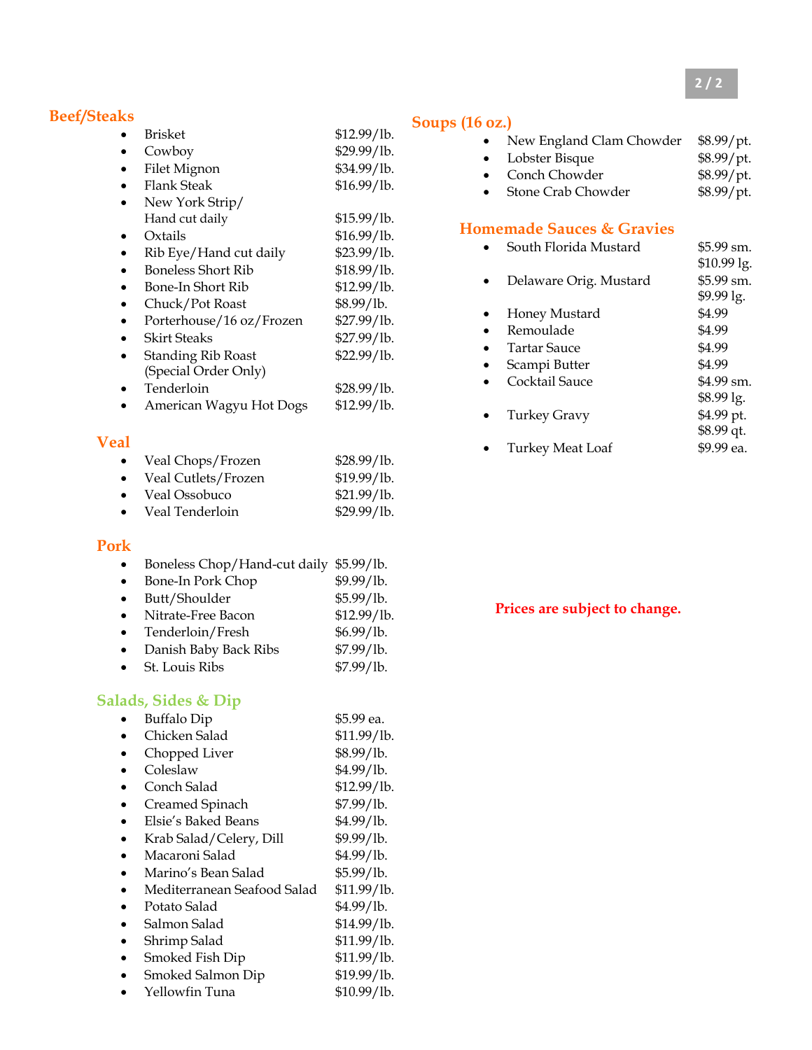## Beef/Steaks

- Brisket $12.99/lb.
- Cowboy $29.99/lb.
- Filet Mignon $34.99/lb.
- Flank Steak $16.99/lb.
- New York Strip/ Hand cut daily $15.99/lb.
- Oxtails $16.99/lb.
- Rib Eye/Hand cut daily $23.99/lb.
- Boneless Short Rib $18.99/lb.
- Bone-In Short Rib $12.99/lb.
- Chuck/Pot Roast $8.99/lb.
- Porterhouse/16 oz/Frozen $27.99/lb.
- Skirt Steaks $27.99/lb.
- Standing Rib Roast (Special Order Only) $22.99/lb.
- Tenderloin $28.99/lb.
- American Wagyu Hot Dogs $12.99/lb.

## Veal

- Veal Chops/Frozen $28.99/lb.
- Veal Cutlets/Frozen $19.99/lb.
- Veal Ossobuco $21.99/lb.
- Veal Tenderloin $29.99/lb.

## Pork

- Boneless Chop/Hand-cut daily $5.99/lb.
- Bone-In Pork Chop $9.99/lb.
- Butt/Shoulder $5.99/lb.
- Nitrate-Free Bacon $12.99/lb.
- Tenderloin/Fresh $6.99/lb.
- Danish Baby Back Ribs $7.99/lb.
- St. Louis Ribs $7.99/lb.

## Salads, Sides & Dip

- Buffalo Dip $5.99 ea.
- Chicken Salad $11.99/lb.
- Chopped Liver $8.99/lb.
- Coleslaw $4.99/lb.
- Conch Salad $12.99/lb.
- Creamed Spinach $7.99/lb.
- Elsie's Baked Beans $4.99/lb.
- Krab Salad/Celery, Dill $9.99/lb.
- Macaroni Salad $4.99/lb.
- Marino's Bean Salad $5.99/lb.
- Mediterranean Seafood Salad $11.99/lb.
- Potato Salad $4.99/lb.
- Salmon Salad $14.99/lb.
- Shrimp Salad $11.99/lb.
- Smoked Fish Dip $11.99/lb.
- Smoked Salmon Dip $19.99/lb.
- Yellowfin Tuna $10.99/lb.

## Soups (16 oz.)

- New England Clam Chowder $8.99/pt.
- Lobster Bisque $8.99/pt.
- Conch Chowder $8.99/pt.
- Stone Crab Chowder $8.99/pt.

## Homemade Sauces & Gravies

- South Florida Mustard $5.99 sm. $10.99 lg.
- Delaware Orig. Mustard $5.99 sm. $9.99 lg.
- Honey Mustard $4.99
- Remoulade $4.99
- Tartar Sauce $4.99
- Scampi Butter $4.99
- Cocktail Sauce $4.99 sm. $8.99 lg.
- Turkey Gravy $4.99 pt. $8.99 qt.
- Turkey Meat Loaf $9.99 ea.

**Prices are subject to change.**